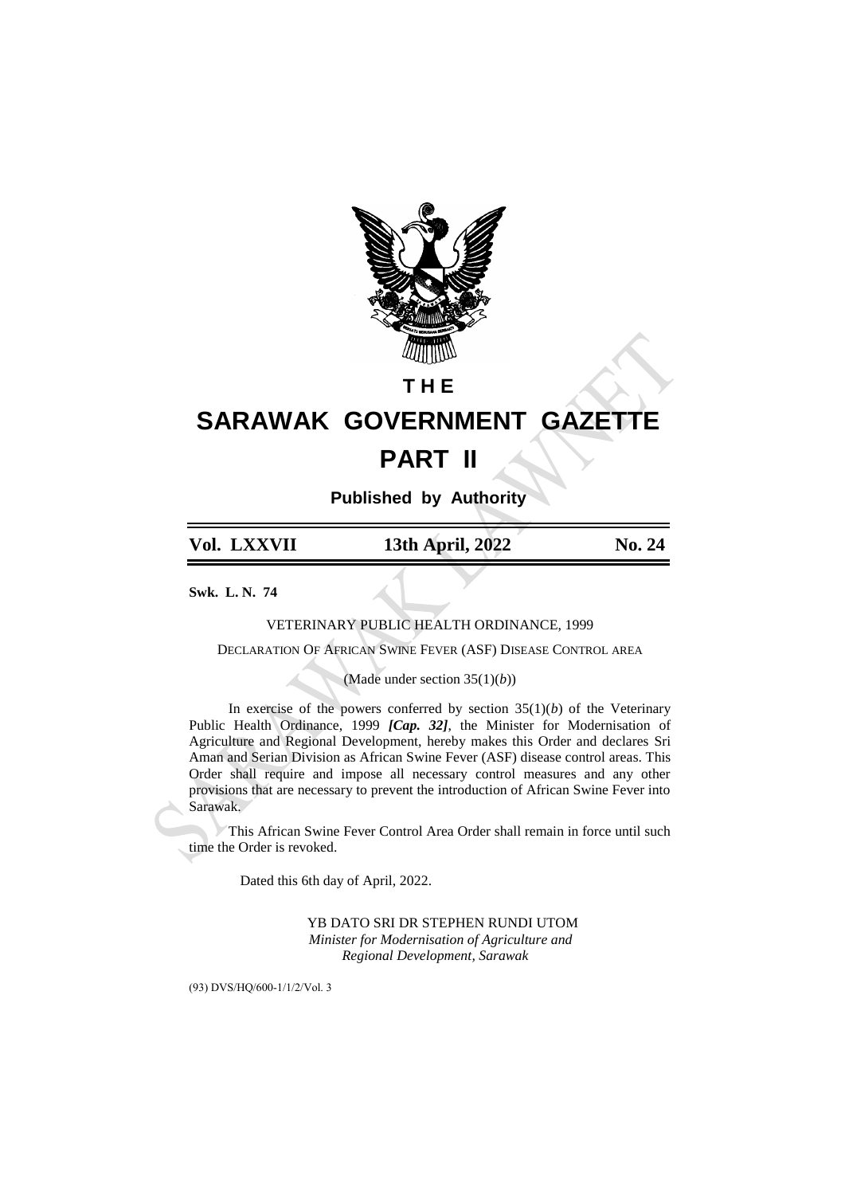# THE

# SARAWAK GOVERNMENT GAZETTE

# PART II

**Published by Authority**

| **Vol. LXXVII** | **13th April, 2022** | **No. 24** |
|---|---|---|

**Swk. L. N. 74**

VETERINARY PUBLIC HEALTH ORDINANCE, 1999

DECLARATION OF AFRICAN SWINE FEVER (ASF) DISEASE CONTROL AREA

(Made under section 35(1)(*b*))

In exercise of the powers conferred by section 35(1)(*b*) of the Veterinary Public Health Ordinance, 1999 ***[Cap. 32]***, the Minister for Modernisation of Agriculture and Regional Development, hereby makes this Order and declares Sri Aman and Serian Division as African Swine Fever (ASF) disease control areas. This Order shall require and impose all necessary control measures and any other provisions that are necessary to prevent the introduction of African Swine Fever into Sarawak.

This African Swine Fever Control Area Order shall remain in force until such time the Order is revoked.

Dated this 6th day of April, 2022.

YB DATO SRI DR STEPHEN RUNDI UTOM
*Minister for Modernisation of Agriculture and Regional Development, Sarawak*

(93) DVS/HQ/600-1/1/2/Vol. 3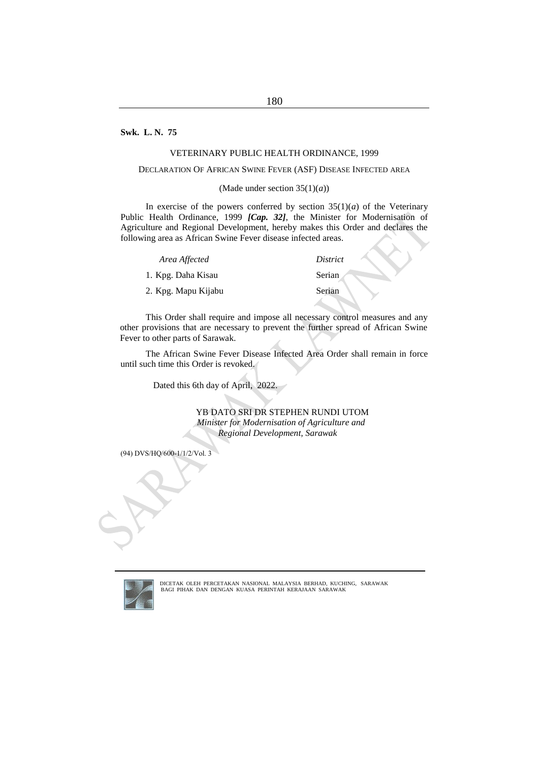**Swk. L. N. 75**

VETERINARY PUBLIC HEALTH ORDINANCE, 1999

DECLARATION OF AFRICAN SWINE FEVER (ASF) DISEASE INFECTED AREA

(Made under section 35(1)(*a*))

In exercise of the powers conferred by section 35(1)(*a*) of the Veterinary Public Health Ordinance, 1999 ***[Cap. 32]***, the Minister for Modernisation of Agriculture and Regional Development, hereby makes this Order and declares the following area as African Swine Fever disease infected areas.

| *Area Affected* | *District* |
|---|---|
| 1. Kpg. Daha Kisau | Serian |
| 2. Kpg. Mapu Kijabu | Serian |

This Order shall require and impose all necessary control measures and any other provisions that are necessary to prevent the further spread of African Swine Fever to other parts of Sarawak.

The African Swine Fever Disease Infected Area Order shall remain in force until such time this Order is revoked.

Dated this 6th day of April, 2022.

YB DATO SRI DR STEPHEN RUNDI UTOM
*Minister for Modernisation of Agriculture and Regional Development, Sarawak*

(94) DVS/HQ/600-1/1/2/Vol. 3

DICETAK OLEH PERCETAKAN NASIONAL MALAYSIA BERHAD, KUCHING, SARAWAK BAGI PIHAK DAN DENGAN KUASA PERINTAH KERAJAAN SARAWAK